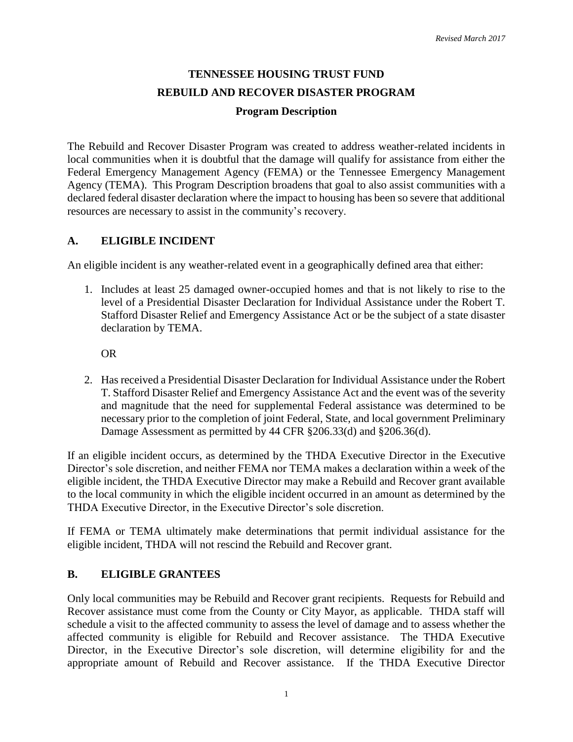*Revised March 2017*

# TENNESSEE HOUSING TRUST FUND
# REBUILD AND RECOVER DISASTER PROGRAM
## Program Description

The Rebuild and Recover Disaster Program was created to address weather-related incidents in local communities when it is doubtful that the damage will qualify for assistance from either the Federal Emergency Management Agency (FEMA) or the Tennessee Emergency Management Agency (TEMA). This Program Description broadens that goal to also assist communities with a declared federal disaster declaration where the impact to housing has been so severe that additional resources are necessary to assist in the community's recovery.

## A. ELIGIBLE INCIDENT

An eligible incident is any weather-related event in a geographically defined area that either:

1. Includes at least 25 damaged owner-occupied homes and that is not likely to rise to the level of a Presidential Disaster Declaration for Individual Assistance under the Robert T. Stafford Disaster Relief and Emergency Assistance Act or be the subject of a state disaster declaration by TEMA.

   OR

2. Has received a Presidential Disaster Declaration for Individual Assistance under the Robert T. Stafford Disaster Relief and Emergency Assistance Act and the event was of the severity and magnitude that the need for supplemental Federal assistance was determined to be necessary prior to the completion of joint Federal, State, and local government Preliminary Damage Assessment as permitted by 44 CFR §206.33(d) and §206.36(d).

If an eligible incident occurs, as determined by the THDA Executive Director in the Executive Director's sole discretion, and neither FEMA nor TEMA makes a declaration within a week of the eligible incident, the THDA Executive Director may make a Rebuild and Recover grant available to the local community in which the eligible incident occurred in an amount as determined by the THDA Executive Director, in the Executive Director's sole discretion.

If FEMA or TEMA ultimately make determinations that permit individual assistance for the eligible incident, THDA will not rescind the Rebuild and Recover grant.

## B. ELIGIBLE GRANTEES

Only local communities may be Rebuild and Recover grant recipients. Requests for Rebuild and Recover assistance must come from the County or City Mayor, as applicable. THDA staff will schedule a visit to the affected community to assess the level of damage and to assess whether the affected community is eligible for Rebuild and Recover assistance. The THDA Executive Director, in the Executive Director's sole discretion, will determine eligibility for and the appropriate amount of Rebuild and Recover assistance. If the THDA Executive Director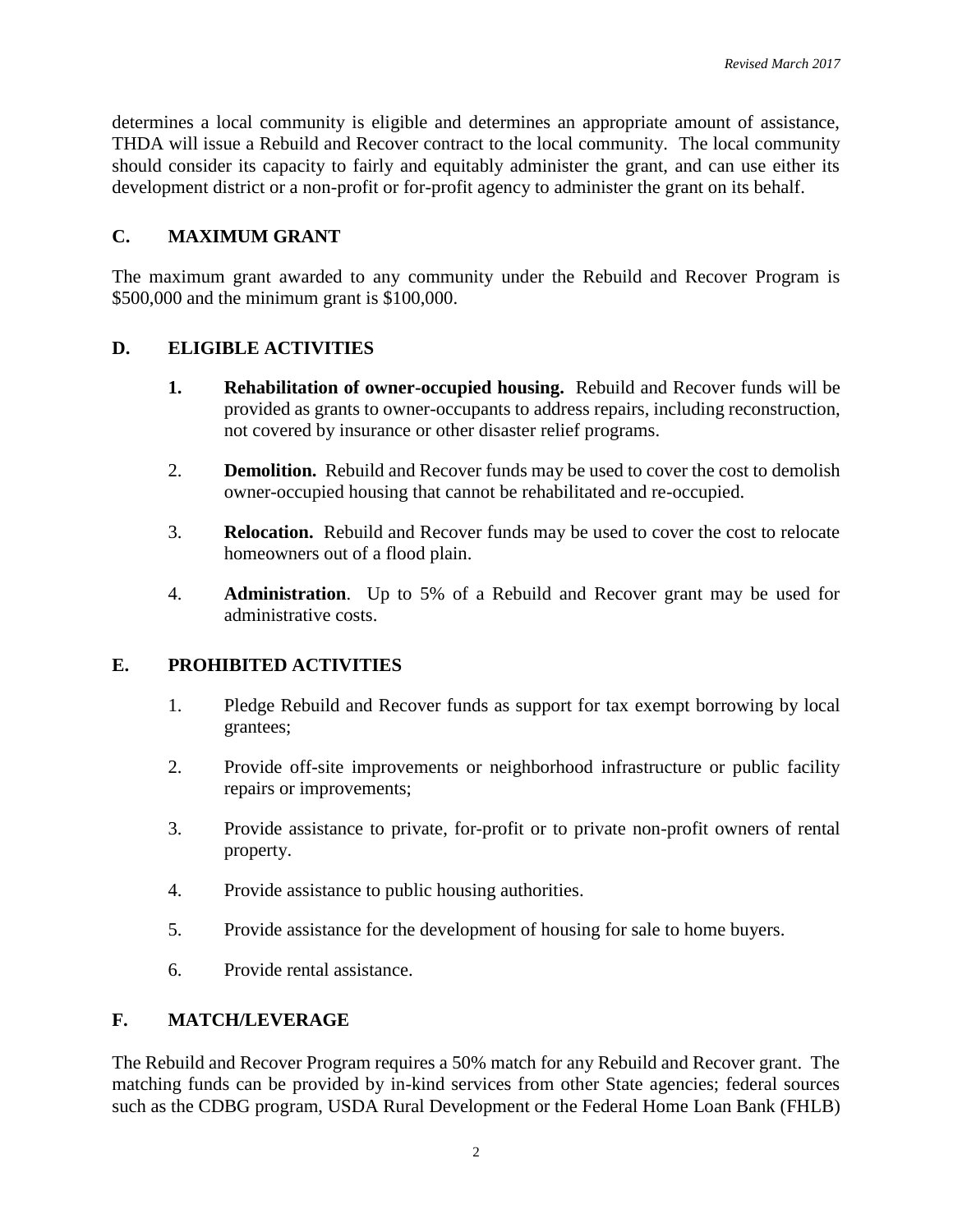determines a local community is eligible and determines an appropriate amount of assistance, THDA will issue a Rebuild and Recover contract to the local community. The local community should consider its capacity to fairly and equitably administer the grant, and can use either its development district or a non-profit or for-profit agency to administer the grant on its behalf.

## C. MAXIMUM GRANT

The maximum grant awarded to any community under the Rebuild and Recover Program is $500,000 and the minimum grant is $100,000.

## D. ELIGIBLE ACTIVITIES

1. **Rehabilitation of owner-occupied housing.** Rebuild and Recover funds will be provided as grants to owner-occupants to address repairs, including reconstruction, not covered by insurance or other disaster relief programs.

2. **Demolition.** Rebuild and Recover funds may be used to cover the cost to demolish owner-occupied housing that cannot be rehabilitated and re-occupied.

3. **Relocation.** Rebuild and Recover funds may be used to cover the cost to relocate homeowners out of a flood plain.

4. **Administration**. Up to 5% of a Rebuild and Recover grant may be used for administrative costs.

## E. PROHIBITED ACTIVITIES

1. Pledge Rebuild and Recover funds as support for tax exempt borrowing by local grantees;

2. Provide off-site improvements or neighborhood infrastructure or public facility repairs or improvements;

3. Provide assistance to private, for-profit or to private non-profit owners of rental property.

4. Provide assistance to public housing authorities.

5. Provide assistance for the development of housing for sale to home buyers.

6. Provide rental assistance.

## F. MATCH/LEVERAGE

The Rebuild and Recover Program requires a 50% match for any Rebuild and Recover grant. The matching funds can be provided by in-kind services from other State agencies; federal sources such as the CDBG program, USDA Rural Development or the Federal Home Loan Bank (FHLB)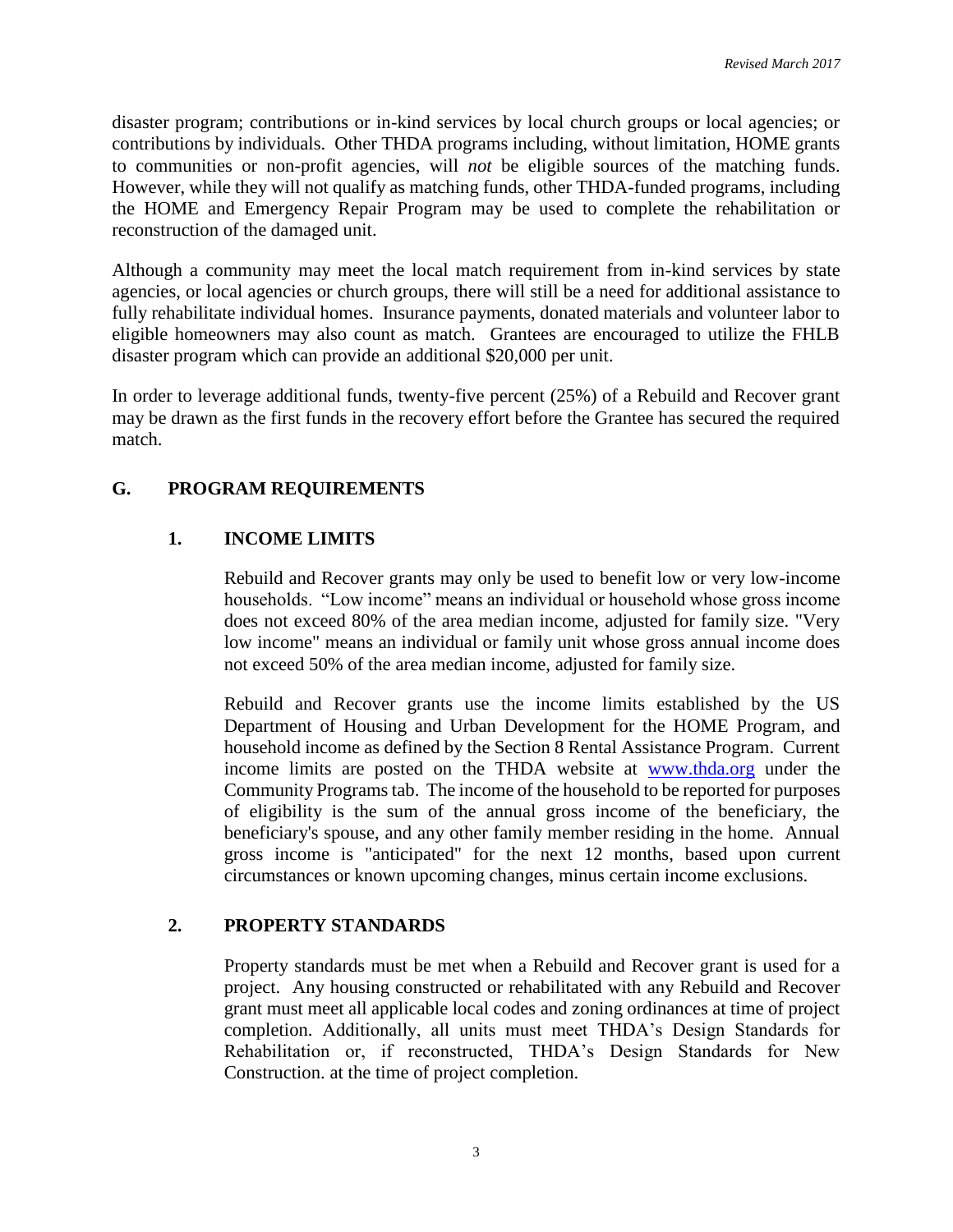disaster program; contributions or in-kind services by local church groups or local agencies; or contributions by individuals. Other THDA programs including, without limitation, HOME grants to communities or non-profit agencies, will *not* be eligible sources of the matching funds. However, while they will not qualify as matching funds, other THDA-funded programs, including the HOME and Emergency Repair Program may be used to complete the rehabilitation or reconstruction of the damaged unit.

Although a community may meet the local match requirement from in-kind services by state agencies, or local agencies or church groups, there will still be a need for additional assistance to fully rehabilitate individual homes. Insurance payments, donated materials and volunteer labor to eligible homeowners may also count as match. Grantees are encouraged to utilize the FHLB disaster program which can provide an additional $20,000 per unit.

In order to leverage additional funds, twenty-five percent (25%) of a Rebuild and Recover grant may be drawn as the first funds in the recovery effort before the Grantee has secured the required match.

## G. PROGRAM REQUIREMENTS

### 1. INCOME LIMITS

Rebuild and Recover grants may only be used to benefit low or very low-income households. "Low income" means an individual or household whose gross income does not exceed 80% of the area median income, adjusted for family size. "Very low income" means an individual or family unit whose gross annual income does not exceed 50% of the area median income, adjusted for family size.

Rebuild and Recover grants use the income limits established by the US Department of Housing and Urban Development for the HOME Program, and household income as defined by the Section 8 Rental Assistance Program. Current income limits are posted on the THDA website at [www.thda.org](http://www.thda.org) under the Community Programs tab. The income of the household to be reported for purposes of eligibility is the sum of the annual gross income of the beneficiary, the beneficiary's spouse, and any other family member residing in the home. Annual gross income is "anticipated" for the next 12 months, based upon current circumstances or known upcoming changes, minus certain income exclusions.

### 2. PROPERTY STANDARDS

Property standards must be met when a Rebuild and Recover grant is used for a project. Any housing constructed or rehabilitated with any Rebuild and Recover grant must meet all applicable local codes and zoning ordinances at time of project completion. Additionally, all units must meet THDA's Design Standards for Rehabilitation or, if reconstructed, THDA's Design Standards for New Construction. at the time of project completion.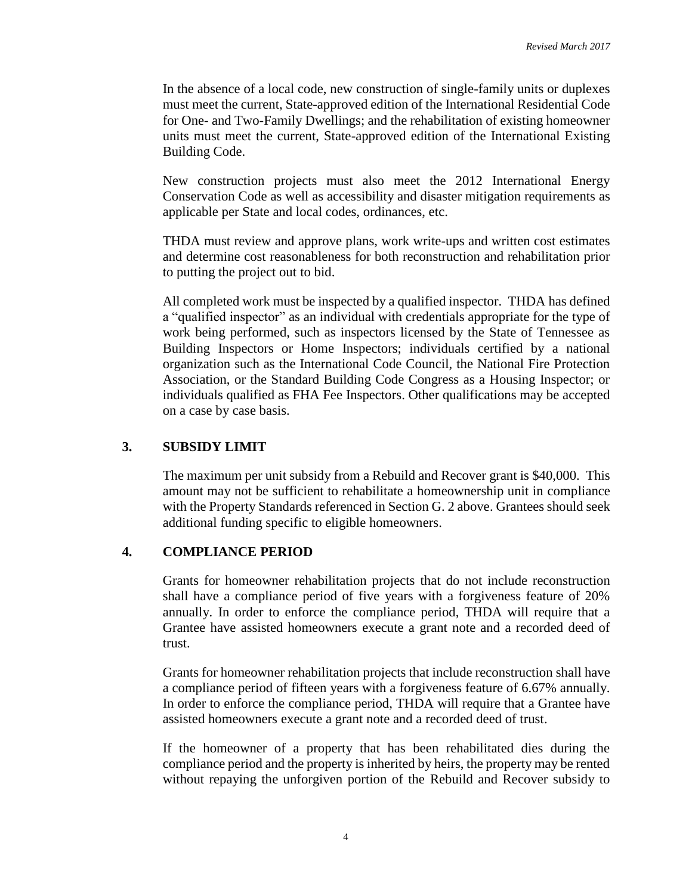In the absence of a local code, new construction of single-family units or duplexes must meet the current, State-approved edition of the International Residential Code for One- and Two-Family Dwellings; and the rehabilitation of existing homeowner units must meet the current, State-approved edition of the International Existing Building Code.

New construction projects must also meet the 2012 International Energy Conservation Code as well as accessibility and disaster mitigation requirements as applicable per State and local codes, ordinances, etc.

THDA must review and approve plans, work write-ups and written cost estimates and determine cost reasonableness for both reconstruction and rehabilitation prior to putting the project out to bid.

All completed work must be inspected by a qualified inspector. THDA has defined a "qualified inspector" as an individual with credentials appropriate for the type of work being performed, such as inspectors licensed by the State of Tennessee as Building Inspectors or Home Inspectors; individuals certified by a national organization such as the International Code Council, the National Fire Protection Association, or the Standard Building Code Congress as a Housing Inspector; or individuals qualified as FHA Fee Inspectors. Other qualifications may be accepted on a case by case basis.

## 3. SUBSIDY LIMIT

The maximum per unit subsidy from a Rebuild and Recover grant is $40,000. This amount may not be sufficient to rehabilitate a homeownership unit in compliance with the Property Standards referenced in Section G. 2 above. Grantees should seek additional funding specific to eligible homeowners.

## 4. COMPLIANCE PERIOD

Grants for homeowner rehabilitation projects that do not include reconstruction shall have a compliance period of five years with a forgiveness feature of 20% annually. In order to enforce the compliance period, THDA will require that a Grantee have assisted homeowners execute a grant note and a recorded deed of trust.

Grants for homeowner rehabilitation projects that include reconstruction shall have a compliance period of fifteen years with a forgiveness feature of 6.67% annually. In order to enforce the compliance period, THDA will require that a Grantee have assisted homeowners execute a grant note and a recorded deed of trust.

If the homeowner of a property that has been rehabilitated dies during the compliance period and the property is inherited by heirs, the property may be rented without repaying the unforgiven portion of the Rebuild and Recover subsidy to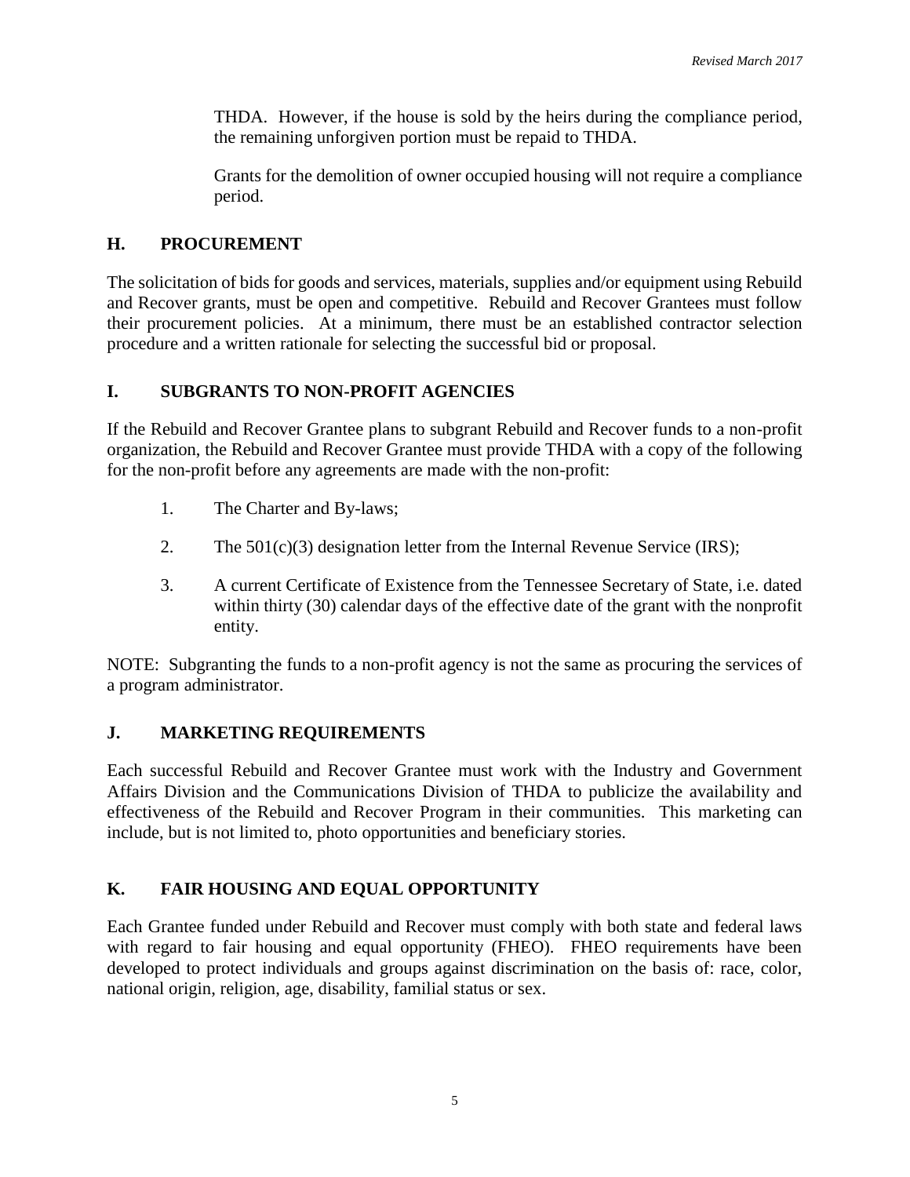THDA. However, if the house is sold by the heirs during the compliance period, the remaining unforgiven portion must be repaid to THDA.

Grants for the demolition of owner occupied housing will not require a compliance period.

## H. PROCUREMENT

The solicitation of bids for goods and services, materials, supplies and/or equipment using Rebuild and Recover grants, must be open and competitive. Rebuild and Recover Grantees must follow their procurement policies. At a minimum, there must be an established contractor selection procedure and a written rationale for selecting the successful bid or proposal.

## I. SUBGRANTS TO NON-PROFIT AGENCIES

If the Rebuild and Recover Grantee plans to subgrant Rebuild and Recover funds to a non-profit organization, the Rebuild and Recover Grantee must provide THDA with a copy of the following for the non-profit before any agreements are made with the non-profit:

1. The Charter and By-laws;
2. The 501(c)(3) designation letter from the Internal Revenue Service (IRS);
3. A current Certificate of Existence from the Tennessee Secretary of State, i.e. dated within thirty (30) calendar days of the effective date of the grant with the nonprofit entity.

NOTE: Subgranting the funds to a non-profit agency is not the same as procuring the services of a program administrator.

## J. MARKETING REQUIREMENTS

Each successful Rebuild and Recover Grantee must work with the Industry and Government Affairs Division and the Communications Division of THDA to publicize the availability and effectiveness of the Rebuild and Recover Program in their communities. This marketing can include, but is not limited to, photo opportunities and beneficiary stories.

## K. FAIR HOUSING AND EQUAL OPPORTUNITY

Each Grantee funded under Rebuild and Recover must comply with both state and federal laws with regard to fair housing and equal opportunity (FHEO). FHEO requirements have been developed to protect individuals and groups against discrimination on the basis of: race, color, national origin, religion, age, disability, familial status or sex.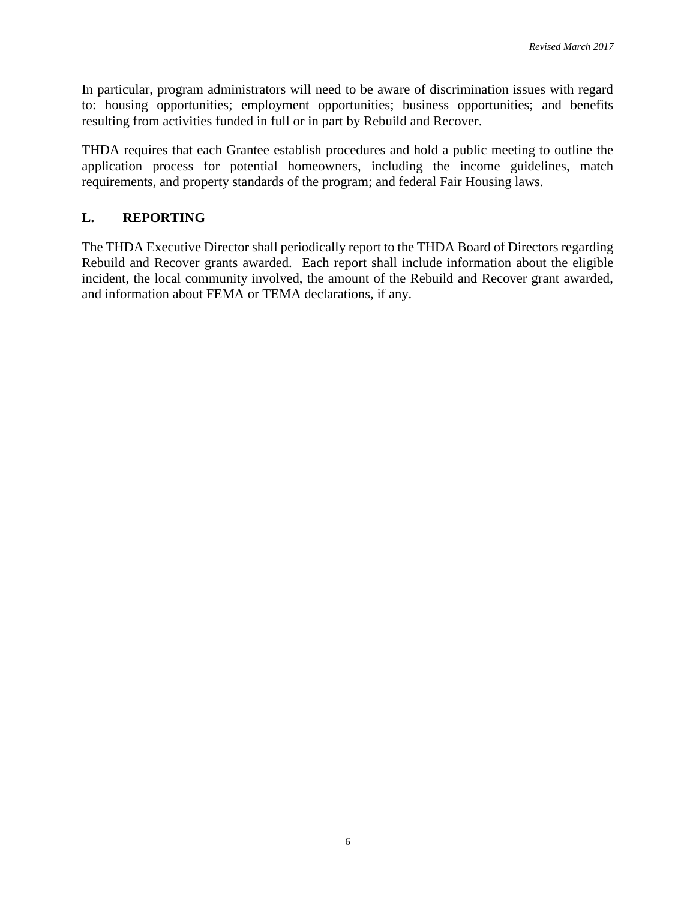In particular, program administrators will need to be aware of discrimination issues with regard to: housing opportunities; employment opportunities; business opportunities; and benefits resulting from activities funded in full or in part by Rebuild and Recover.

THDA requires that each Grantee establish procedures and hold a public meeting to outline the application process for potential homeowners, including the income guidelines, match requirements, and property standards of the program; and federal Fair Housing laws.

## L. REPORTING

The THDA Executive Director shall periodically report to the THDA Board of Directors regarding Rebuild and Recover grants awarded. Each report shall include information about the eligible incident, the local community involved, the amount of the Rebuild and Recover grant awarded, and information about FEMA or TEMA declarations, if any.